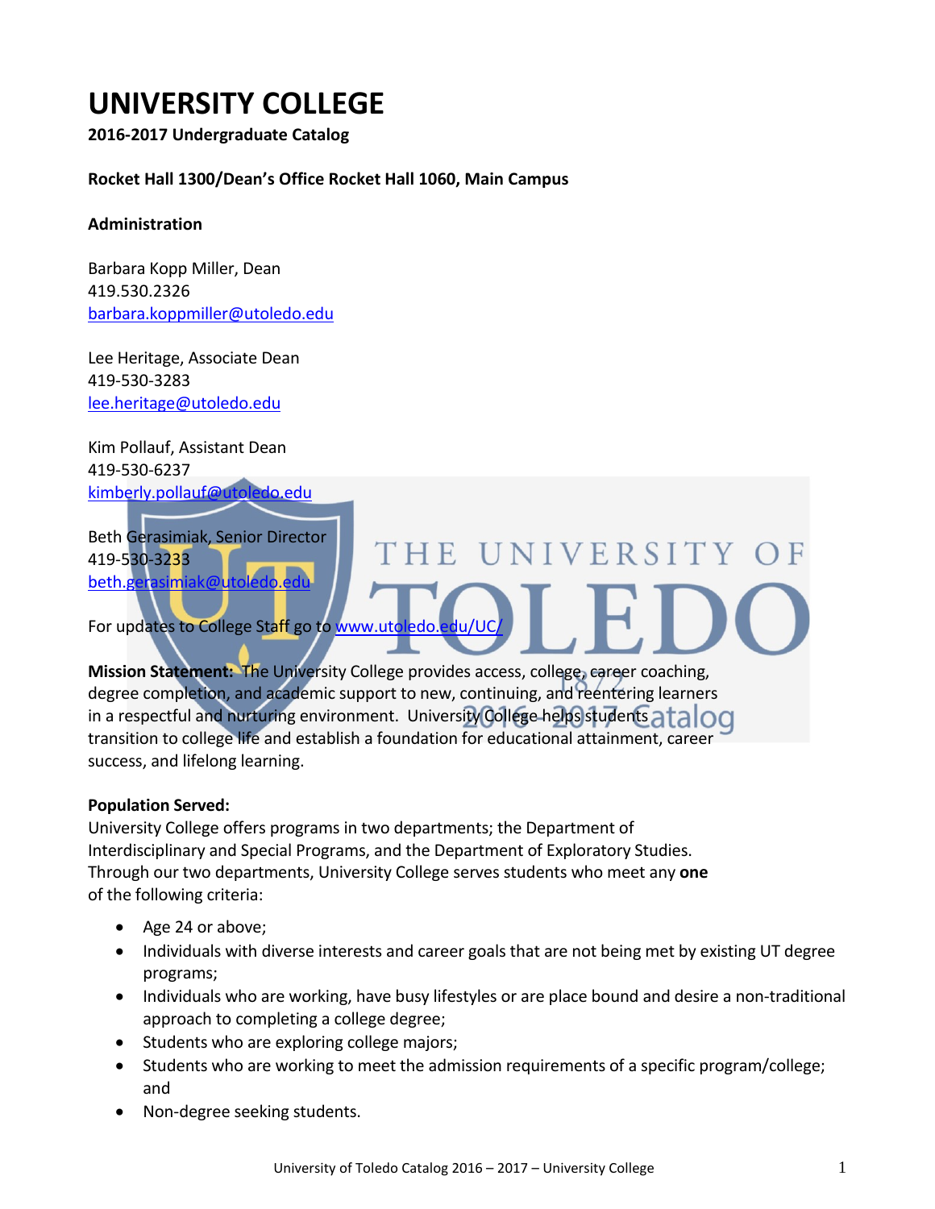# UNIVERSITY COLLEGE

**2016-2017 Undergraduate Catalog**

**Rocket Hall 1300/Dean's Office Rocket Hall 1060, Main Campus**

**Administration**

Barbara Kopp Miller, Dean
419.530.2326
barbara.koppmiller@utoledo.edu

Lee Heritage, Associate Dean
419-530-3283
lee.heritage@utoledo.edu

Kim Pollauf, Assistant Dean
419-530-6237
kimberly.pollauf@utoledo.edu

Beth Gerasimiak, Senior Director
419-530-3233
beth.gerasimiak@utoledo.edu

For updates to College Staff go to www.utoledo.edu/UC/

**Mission Statement:** The University College provides access, college, career coaching, degree completion, and academic support to new, continuing, and reentering learners in a respectful and nurturing environment. University College helps students transition to college life and establish a foundation for educational attainment, career success, and lifelong learning.

**Population Served:**
University College offers programs in two departments; the Department of Interdisciplinary and Special Programs, and the Department of Exploratory Studies. Through our two departments, University College serves students who meet any **one** of the following criteria:

- Age 24 or above;
- Individuals with diverse interests and career goals that are not being met by existing UT degree programs;
- Individuals who are working, have busy lifestyles or are place bound and desire a non-traditional approach to completing a college degree;
- Students who are exploring college majors;
- Students who are working to meet the admission requirements of a specific program/college; and
- Non-degree seeking students.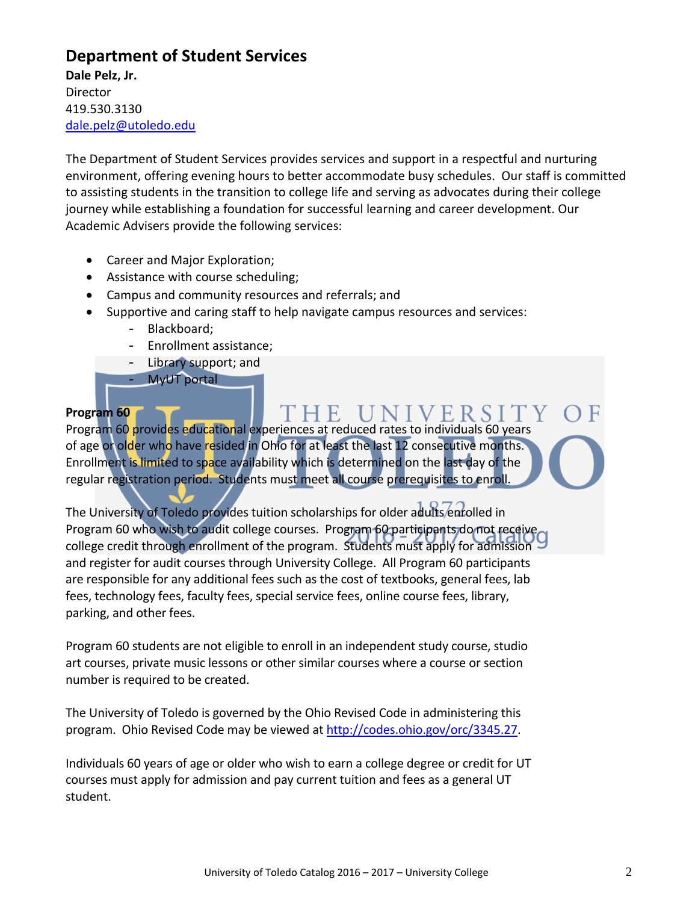## Department of Student Services

**Dale Pelz, Jr.**
Director
419.530.3130
dale.pelz@utoledo.edu

The Department of Student Services provides services and support in a respectful and nurturing environment, offering evening hours to better accommodate busy schedules. Our staff is committed to assisting students in the transition to college life and serving as advocates during their college journey while establishing a foundation for successful learning and career development. Our Academic Advisers provide the following services:

- Career and Major Exploration;
- Assistance with course scheduling;
- Campus and community resources and referrals; and
- Supportive and caring staff to help navigate campus resources and services:
  - Blackboard;
  - Enrollment assistance;
  - Library support; and
  - MyUT portal

**Program 60**

Program 60 provides educational experiences at reduced rates to individuals 60 years of age or older who have resided in Ohio for at least the last 12 consecutive months. Enrollment is limited to space availability which is determined on the last day of the regular registration period. Students must meet all course prerequisites to enroll.

The University of Toledo provides tuition scholarships for older adults enrolled in Program 60 who wish to audit college courses. Program 60 participants do not receive college credit through enrollment of the program. Students must apply for admission and register for audit courses through University College. All Program 60 participants are responsible for any additional fees such as the cost of textbooks, general fees, lab fees, technology fees, faculty fees, special service fees, online course fees, library, parking, and other fees.

Program 60 students are not eligible to enroll in an independent study course, studio art courses, private music lessons or other similar courses where a course or section number is required to be created.

The University of Toledo is governed by the Ohio Revised Code in administering this program. Ohio Revised Code may be viewed at http://codes.ohio.gov/orc/3345.27.

Individuals 60 years of age or older who wish to earn a college degree or credit for UT courses must apply for admission and pay current tuition and fees as a general UT student.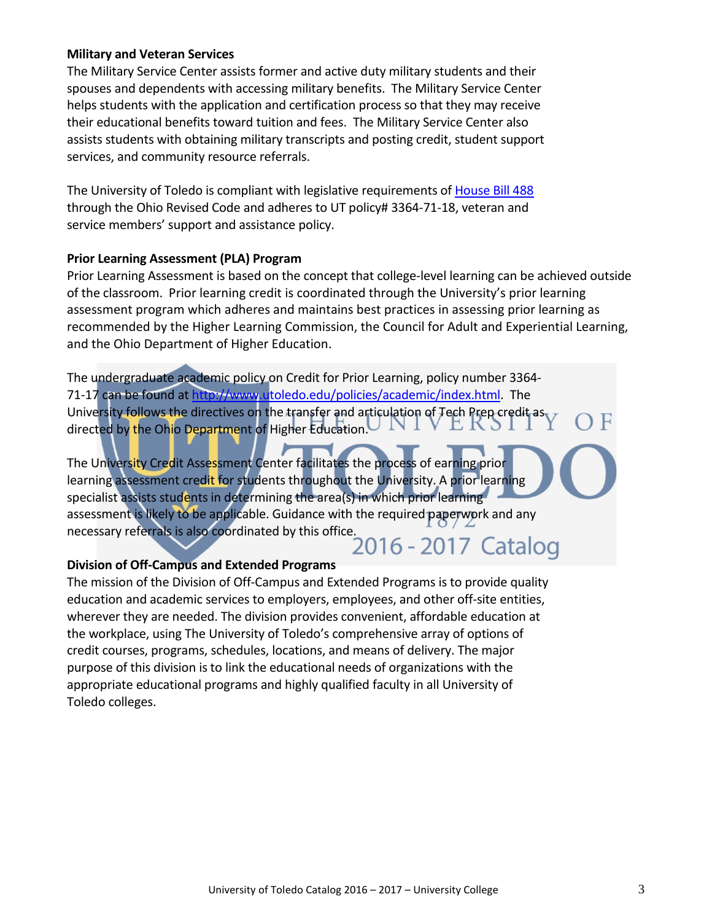**Military and Veteran Services**

The Military Service Center assists former and active duty military students and their spouses and dependents with accessing military benefits. The Military Service Center helps students with the application and certification process so that they may receive their educational benefits toward tuition and fees. The Military Service Center also assists students with obtaining military transcripts and posting credit, student support services, and community resource referrals.

The University of Toledo is compliant with legislative requirements of [House Bill 488](House Bill 488) through the Ohio Revised Code and adheres to UT policy# 3364-71-18, veteran and service members' support and assistance policy.

**Prior Learning Assessment (PLA) Program**

Prior Learning Assessment is based on the concept that college-level learning can be achieved outside of the classroom. Prior learning credit is coordinated through the University's prior learning assessment program which adheres and maintains best practices in assessing prior learning as recommended by the Higher Learning Commission, the Council for Adult and Experiential Learning, and the Ohio Department of Higher Education.

The undergraduate academic policy on Credit for Prior Learning, policy number 3364-71-17 can be found at http://www.utoledo.edu/policies/academic/index.html. The University follows the directives on the transfer and articulation of Tech Prep credit as directed by the Ohio Department of Higher Education.

The University Credit Assessment Center facilitates the process of earning prior learning assessment credit for students throughout the University. A prior learning specialist assists students in determining the area(s) in which prior learning assessment is likely to be applicable. Guidance with the required paperwork and any necessary referrals is also coordinated by this office.

**Division of Off-Campus and Extended Programs**

The mission of the Division of Off-Campus and Extended Programs is to provide quality education and academic services to employers, employees, and other off-site entities, wherever they are needed. The division provides convenient, affordable education at the workplace, using The University of Toledo's comprehensive array of options of credit courses, programs, schedules, locations, and means of delivery. The major purpose of this division is to link the educational needs of organizations with the appropriate educational programs and highly qualified faculty in all University of Toledo colleges.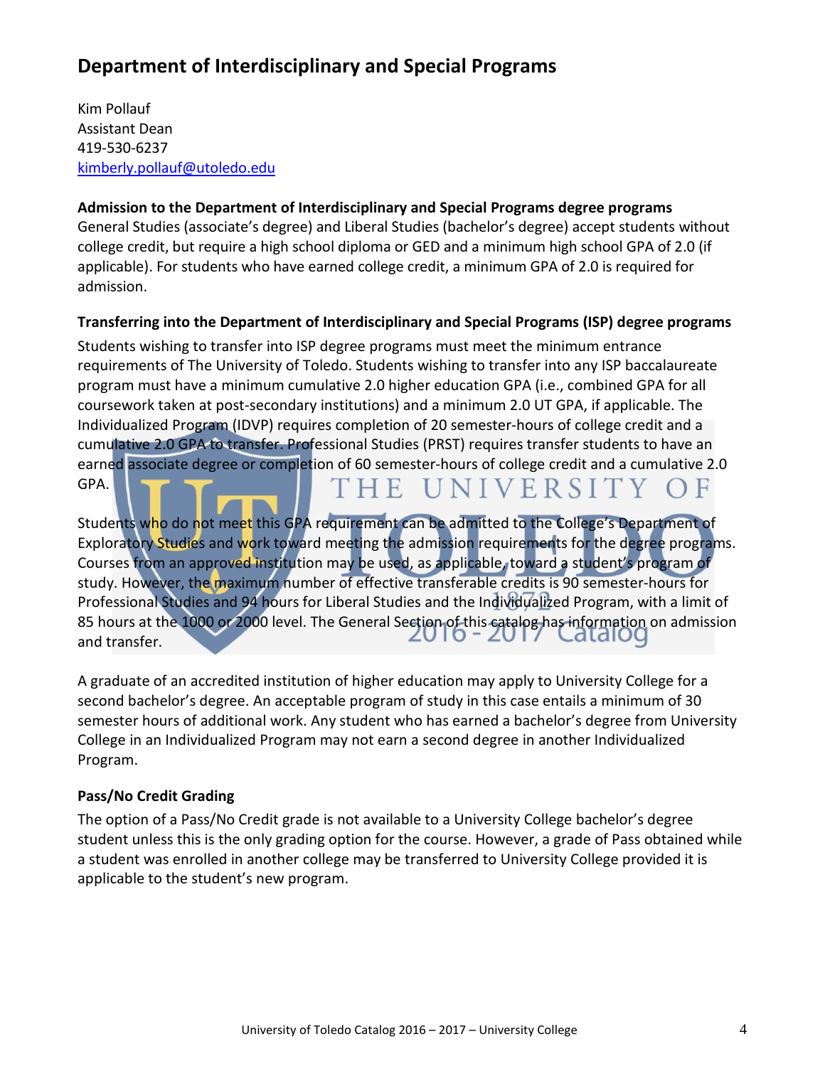## Department of Interdisciplinary and Special Programs

Kim Pollauf
Assistant Dean
419-530-6237
kimberly.pollauf@utoledo.edu

**Admission to the Department of Interdisciplinary and Special Programs degree programs**
General Studies (associate's degree) and Liberal Studies (bachelor's degree) accept students without college credit, but require a high school diploma or GED and a minimum high school GPA of 2.0 (if applicable). For students who have earned college credit, a minimum GPA of 2.0 is required for admission.

**Transferring into the Department of Interdisciplinary and Special Programs (ISP) degree programs**
Students wishing to transfer into ISP degree programs must meet the minimum entrance requirements of The University of Toledo. Students wishing to transfer into any ISP baccalaureate program must have a minimum cumulative 2.0 higher education GPA (i.e., combined GPA for all coursework taken at post-secondary institutions) and a minimum 2.0 UT GPA, if applicable. The Individualized Program (IDVP) requires completion of 20 semester-hours of college credit and a cumulative 2.0 GPA to transfer. Professional Studies (PRST) requires transfer students to have an earned associate degree or completion of 60 semester-hours of college credit and a cumulative 2.0 GPA.

Students who do not meet this GPA requirement can be admitted to the College's Department of Exploratory Studies and work toward meeting the admission requirements for the degree programs. Courses from an approved institution may be used, as applicable, toward a student's program of study. However, the maximum number of effective transferable credits is 90 semester-hours for Professional Studies and 94 hours for Liberal Studies and the Individualized Program, with a limit of 85 hours at the 1000 or 2000 level. The General Section of this catalog has information on admission and transfer.

A graduate of an accredited institution of higher education may apply to University College for a second bachelor's degree. An acceptable program of study in this case entails a minimum of 30 semester hours of additional work. Any student who has earned a bachelor's degree from University College in an Individualized Program may not earn a second degree in another Individualized Program.

**Pass/No Credit Grading**
The option of a Pass/No Credit grade is not available to a University College bachelor's degree student unless this is the only grading option for the course. However, a grade of Pass obtained while a student was enrolled in another college may be transferred to University College provided it is applicable to the student's new program.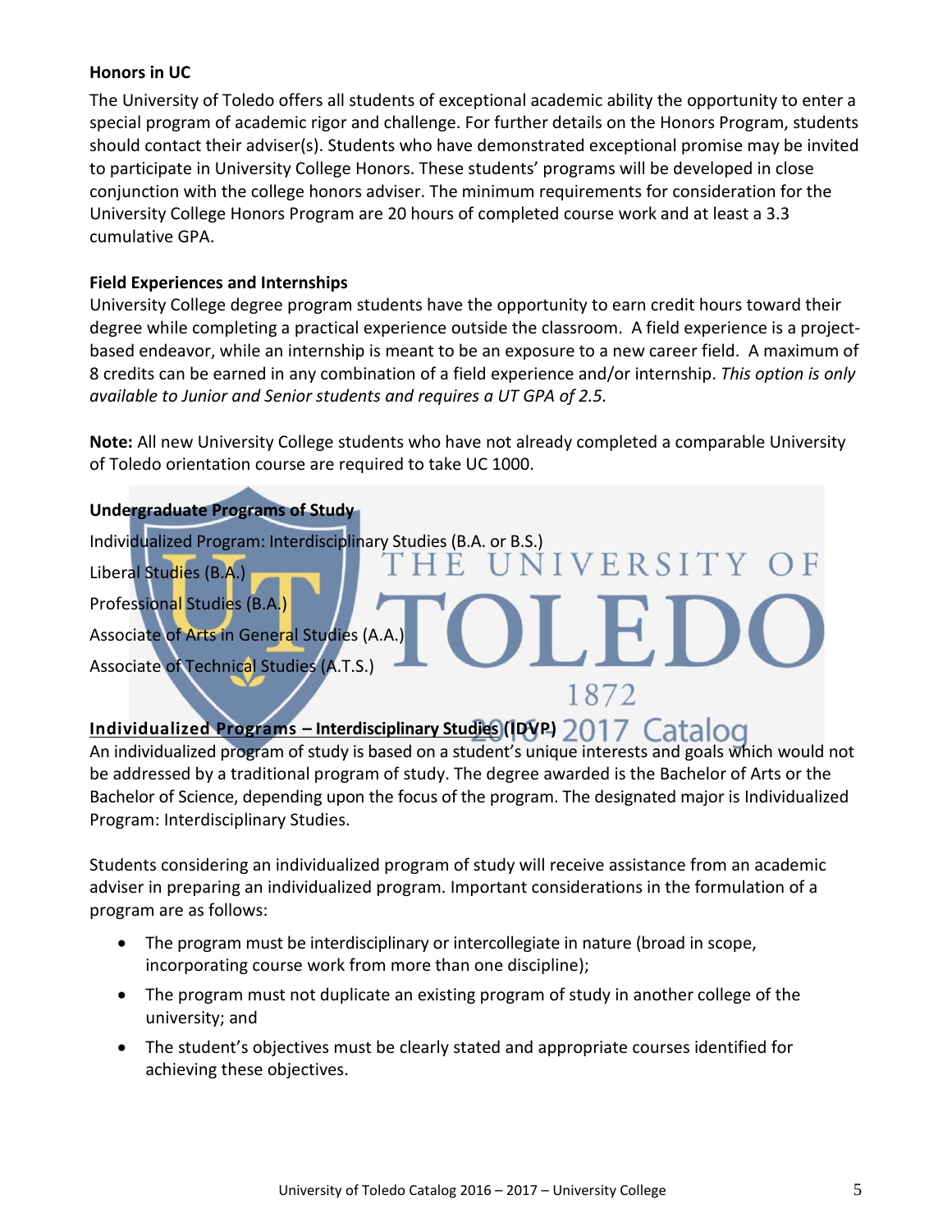**Honors in UC**

The University of Toledo offers all students of exceptional academic ability the opportunity to enter a special program of academic rigor and challenge. For further details on the Honors Program, students should contact their adviser(s). Students who have demonstrated exceptional promise may be invited to participate in University College Honors. These students' programs will be developed in close conjunction with the college honors adviser. The minimum requirements for consideration for the University College Honors Program are 20 hours of completed course work and at least a 3.3 cumulative GPA.

**Field Experiences and Internships**

University College degree program students have the opportunity to earn credit hours toward their degree while completing a practical experience outside the classroom. A field experience is a project-based endeavor, while an internship is meant to be an exposure to a new career field. A maximum of 8 credits can be earned in any combination of a field experience and/or internship. *This option is only available to Junior and Senior students and requires a UT GPA of 2.5.*

**Note:** All new University College students who have not already completed a comparable University of Toledo orientation course are required to take UC 1000.

**Undergraduate Programs of Study**

Individualized Program: Interdisciplinary Studies (B.A. or B.S.)

Liberal Studies (B.A.)

Professional Studies (B.A.)

Associate of Arts in General Studies (A.A.)

Associate of Technical Studies (A.T.S.)

**Individualized Programs – Interdisciplinary Studies (IDVP)**

An individualized program of study is based on a student's unique interests and goals which would not be addressed by a traditional program of study. The degree awarded is the Bachelor of Arts or the Bachelor of Science, depending upon the focus of the program. The designated major is Individualized Program: Interdisciplinary Studies.

Students considering an individualized program of study will receive assistance from an academic adviser in preparing an individualized program. Important considerations in the formulation of a program are as follows:

- The program must be interdisciplinary or intercollegiate in nature (broad in scope, incorporating course work from more than one discipline);
- The program must not duplicate an existing program of study in another college of the university; and
- The student's objectives must be clearly stated and appropriate courses identified for achieving these objectives.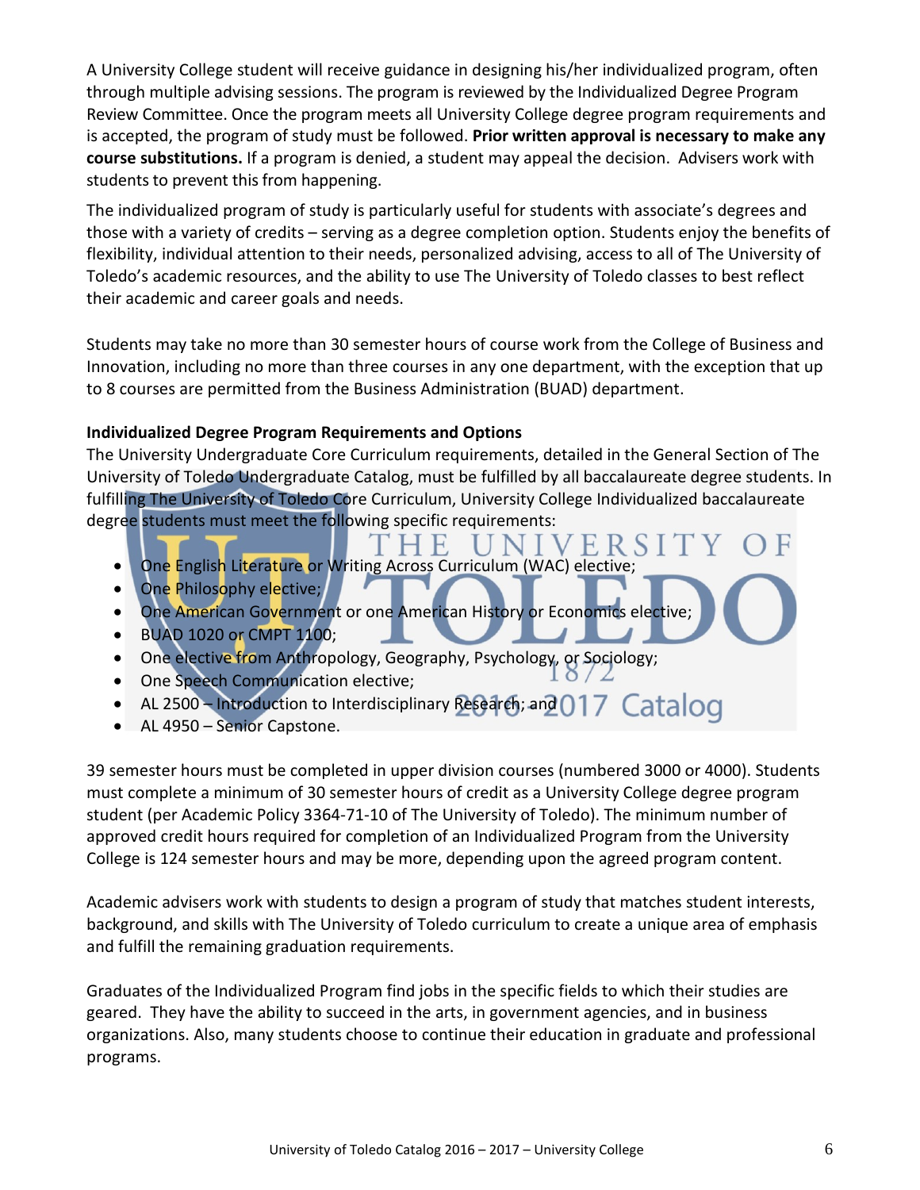A University College student will receive guidance in designing his/her individualized program, often through multiple advising sessions. The program is reviewed by the Individualized Degree Program Review Committee. Once the program meets all University College degree program requirements and is accepted, the program of study must be followed. **Prior written approval is necessary to make any course substitutions.** If a program is denied, a student may appeal the decision. Advisers work with students to prevent this from happening.

The individualized program of study is particularly useful for students with associate's degrees and those with a variety of credits – serving as a degree completion option. Students enjoy the benefits of flexibility, individual attention to their needs, personalized advising, access to all of The University of Toledo's academic resources, and the ability to use The University of Toledo classes to best reflect their academic and career goals and needs.

Students may take no more than 30 semester hours of course work from the College of Business and Innovation, including no more than three courses in any one department, with the exception that up to 8 courses are permitted from the Business Administration (BUAD) department.

**Individualized Degree Program Requirements and Options**

The University Undergraduate Core Curriculum requirements, detailed in the General Section of The University of Toledo Undergraduate Catalog, must be fulfilled by all baccalaureate degree students. In fulfilling The University of Toledo Core Curriculum, University College Individualized baccalaureate degree students must meet the following specific requirements:

- One English Literature or Writing Across Curriculum (WAC) elective;
- One Philosophy elective;
- One American Government or one American History or Economics elective;
- BUAD 1020 or CMPT 1100;
- One elective from Anthropology, Geography, Psychology, or Sociology;
- One Speech Communication elective;
- AL 2500 – Introduction to Interdisciplinary Research; and
- AL 4950 – Senior Capstone.

39 semester hours must be completed in upper division courses (numbered 3000 or 4000). Students must complete a minimum of 30 semester hours of credit as a University College degree program student (per Academic Policy 3364-71-10 of The University of Toledo). The minimum number of approved credit hours required for completion of an Individualized Program from the University College is 124 semester hours and may be more, depending upon the agreed program content.

Academic advisers work with students to design a program of study that matches student interests, background, and skills with The University of Toledo curriculum to create a unique area of emphasis and fulfill the remaining graduation requirements.

Graduates of the Individualized Program find jobs in the specific fields to which their studies are geared. They have the ability to succeed in the arts, in government agencies, and in business organizations. Also, many students choose to continue their education in graduate and professional programs.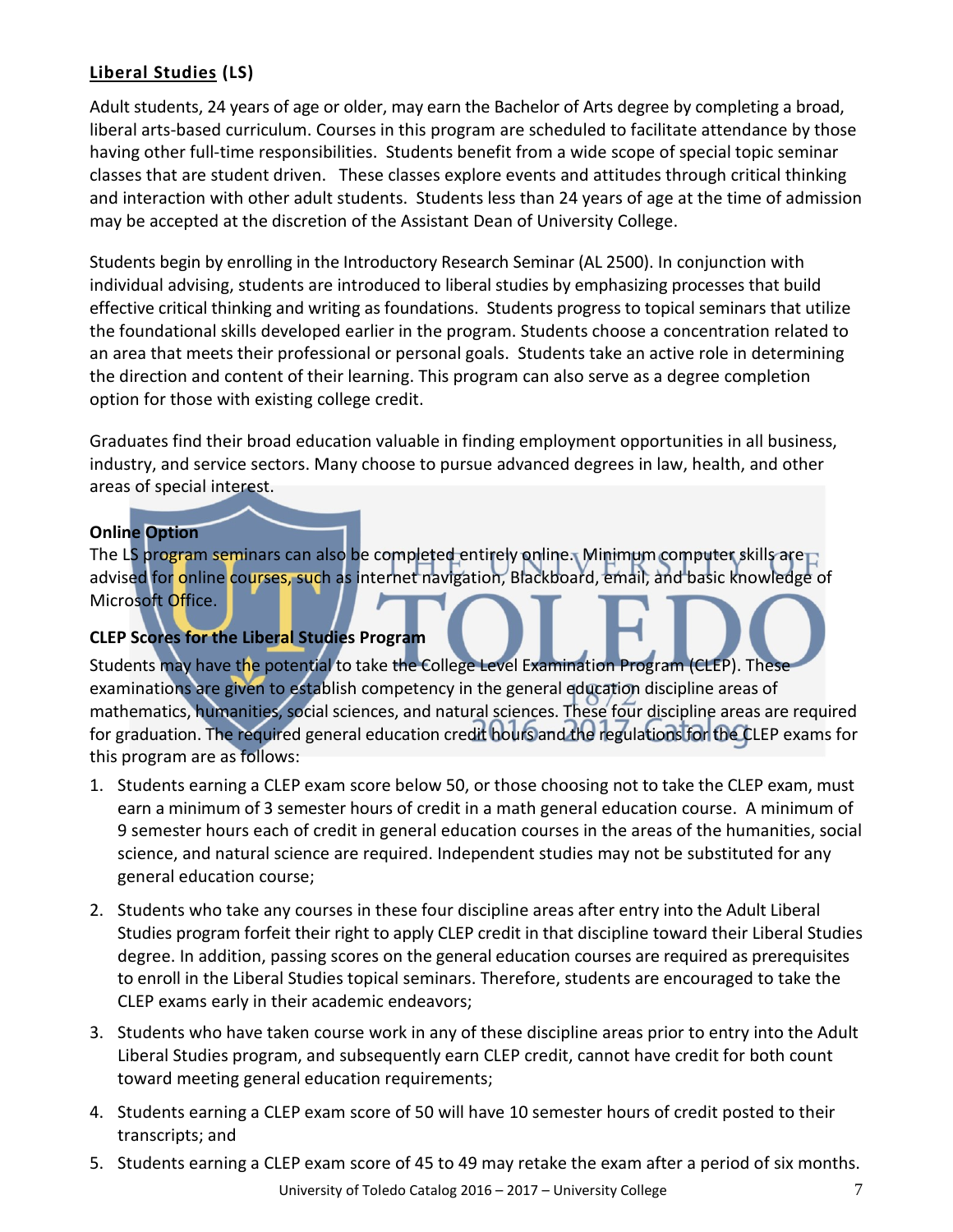## **Liberal Studies** (LS)

Adult students, 24 years of age or older, may earn the Bachelor of Arts degree by completing a broad, liberal arts-based curriculum. Courses in this program are scheduled to facilitate attendance by those having other full-time responsibilities. Students benefit from a wide scope of special topic seminar classes that are student driven. These classes explore events and attitudes through critical thinking and interaction with other adult students. Students less than 24 years of age at the time of admission may be accepted at the discretion of the Assistant Dean of University College.

Students begin by enrolling in the Introductory Research Seminar (AL 2500). In conjunction with individual advising, students are introduced to liberal studies by emphasizing processes that build effective critical thinking and writing as foundations. Students progress to topical seminars that utilize the foundational skills developed earlier in the program. Students choose a concentration related to an area that meets their professional or personal goals. Students take an active role in determining the direction and content of their learning. This program can also serve as a degree completion option for those with existing college credit.

Graduates find their broad education valuable in finding employment opportunities in all business, industry, and service sectors. Many choose to pursue advanced degrees in law, health, and other areas of special interest.

**Online Option**

The LS program seminars can also be completed entirely online. Minimum computer skills are advised for online courses, such as internet navigation, Blackboard, email, and basic knowledge of Microsoft Office.

**CLEP Scores for the Liberal Studies Program**

Students may have the potential to take the College Level Examination Program (CLEP). These examinations are given to establish competency in the general education discipline areas of mathematics, humanities, social sciences, and natural sciences. These four discipline areas are required for graduation. The required general education credit hours and the regulations for the CLEP exams for this program are as follows:

1. Students earning a CLEP exam score below 50, or those choosing not to take the CLEP exam, must earn a minimum of 3 semester hours of credit in a math general education course. A minimum of 9 semester hours each of credit in general education courses in the areas of the humanities, social science, and natural science are required. Independent studies may not be substituted for any general education course;
2. Students who take any courses in these four discipline areas after entry into the Adult Liberal Studies program forfeit their right to apply CLEP credit in that discipline toward their Liberal Studies degree. In addition, passing scores on the general education courses are required as prerequisites to enroll in the Liberal Studies topical seminars. Therefore, students are encouraged to take the CLEP exams early in their academic endeavors;
3. Students who have taken course work in any of these discipline areas prior to entry into the Adult Liberal Studies program, and subsequently earn CLEP credit, cannot have credit for both count toward meeting general education requirements;
4. Students earning a CLEP exam score of 50 will have 10 semester hours of credit posted to their transcripts; and
5. Students earning a CLEP exam score of 45 to 49 may retake the exam after a period of six months.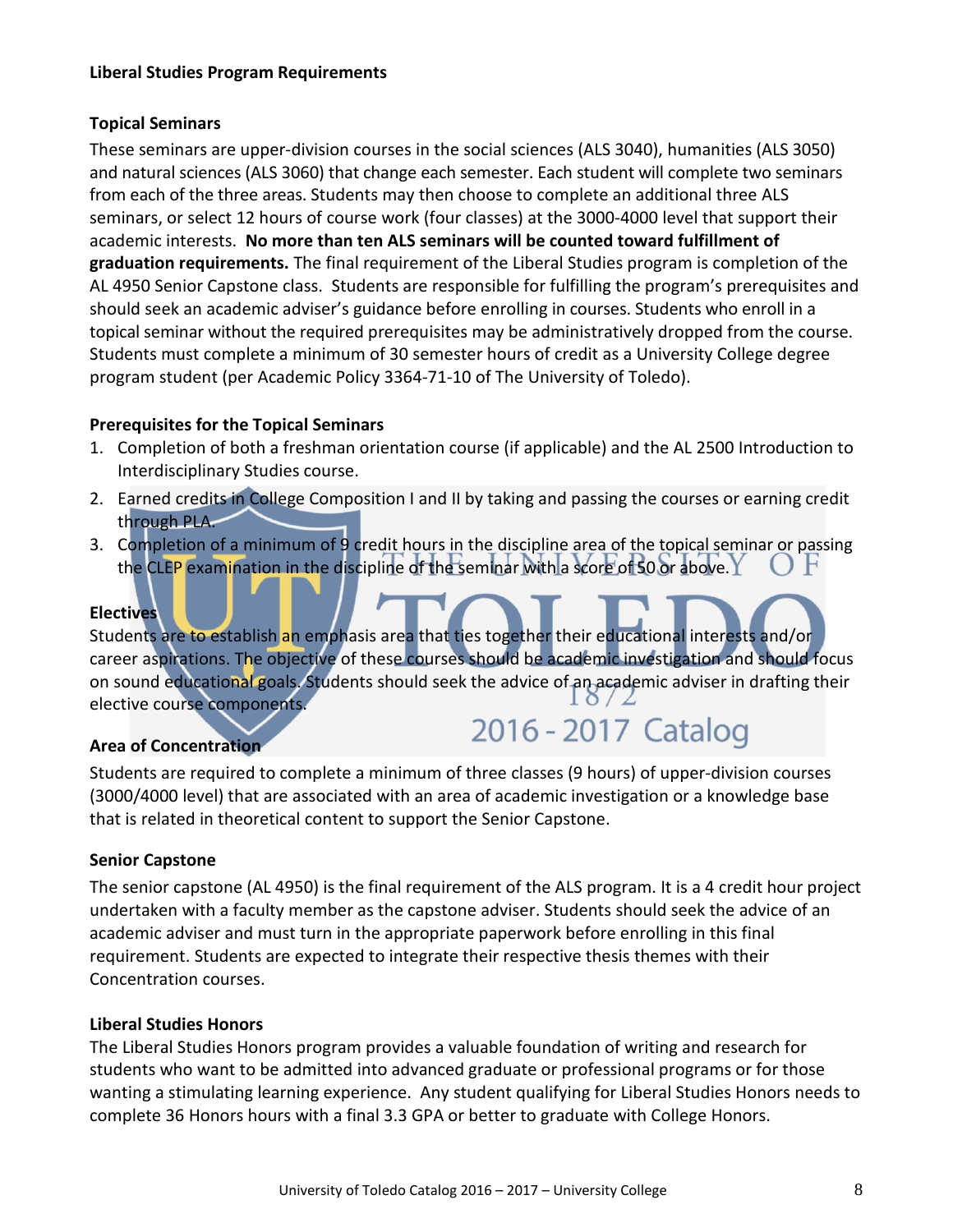## Liberal Studies Program Requirements

### Topical Seminars

These seminars are upper-division courses in the social sciences (ALS 3040), humanities (ALS 3050) and natural sciences (ALS 3060) that change each semester. Each student will complete two seminars from each of the three areas. Students may then choose to complete an additional three ALS seminars, or select 12 hours of course work (four classes) at the 3000-4000 level that support their academic interests. **No more than ten ALS seminars will be counted toward fulfillment of graduation requirements.** The final requirement of the Liberal Studies program is completion of the AL 4950 Senior Capstone class. Students are responsible for fulfilling the program's prerequisites and should seek an academic adviser's guidance before enrolling in courses. Students who enroll in a topical seminar without the required prerequisites may be administratively dropped from the course. Students must complete a minimum of 30 semester hours of credit as a University College degree program student (per Academic Policy 3364-71-10 of The University of Toledo).

### Prerequisites for the Topical Seminars

1. Completion of both a freshman orientation course (if applicable) and the AL 2500 Introduction to Interdisciplinary Studies course.
2. Earned credits in College Composition I and II by taking and passing the courses or earning credit through PLA.
3. Completion of a minimum of 9 credit hours in the discipline area of the topical seminar or passing the CLEP examination in the discipline of the seminar with a score of 50 or above.

### Electives

Students are to establish an emphasis area that ties together their educational interests and/or career aspirations. The objective of these courses should be academic investigation and should focus on sound educational goals. Students should seek the advice of an academic adviser in drafting their elective course components.

### Area of Concentration

Students are required to complete a minimum of three classes (9 hours) of upper-division courses (3000/4000 level) that are associated with an area of academic investigation or a knowledge base that is related in theoretical content to support the Senior Capstone.

### Senior Capstone

The senior capstone (AL 4950) is the final requirement of the ALS program. It is a 4 credit hour project undertaken with a faculty member as the capstone adviser. Students should seek the advice of an academic adviser and must turn in the appropriate paperwork before enrolling in this final requirement. Students are expected to integrate their respective thesis themes with their Concentration courses.

### Liberal Studies Honors

The Liberal Studies Honors program provides a valuable foundation of writing and research for students who want to be admitted into advanced graduate or professional programs or for those wanting a stimulating learning experience. Any student qualifying for Liberal Studies Honors needs to complete 36 Honors hours with a final 3.3 GPA or better to graduate with College Honors.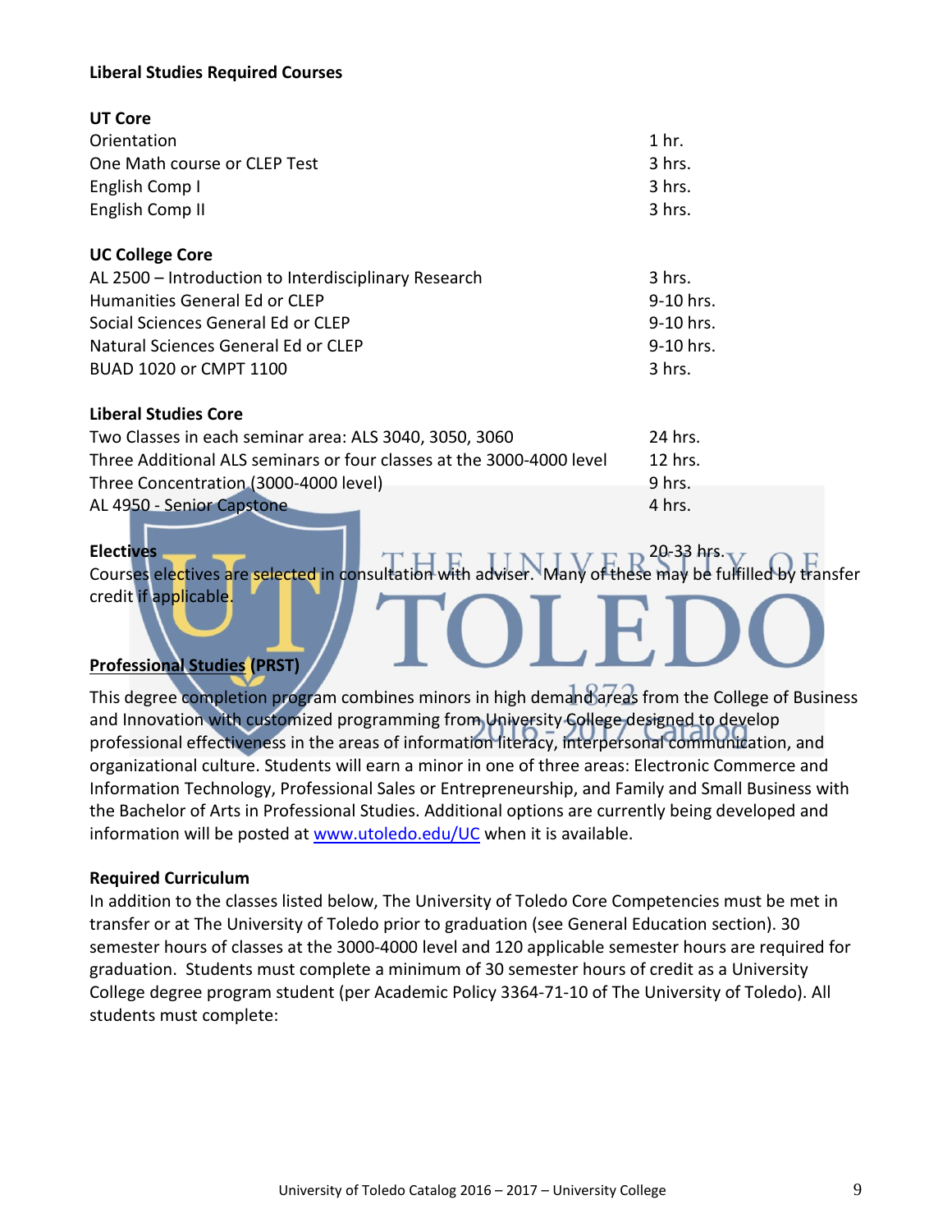**Liberal Studies Required Courses**

**UT Core**

| | |
|---|---|
| Orientation | 1 hr. |
| One Math course or CLEP Test | 3 hrs. |
| English Comp I | 3 hrs. |
| English Comp II | 3 hrs. |

**UC College Core**

| | |
|---|---|
| AL 2500 – Introduction to Interdisciplinary Research | 3 hrs. |
| Humanities General Ed or CLEP | 9-10 hrs. |
| Social Sciences General Ed or CLEP | 9-10 hrs. |
| Natural Sciences General Ed or CLEP | 9-10 hrs. |
| BUAD 1020 or CMPT 1100 | 3 hrs. |

**Liberal Studies Core**

| | |
|---|---|
| Two Classes in each seminar area: ALS 3040, 3050, 3060 | 24 hrs. |
| Three Additional ALS seminars or four classes at the 3000-4000 level | 12 hrs. |
| Three Concentration (3000-4000 level) | 9 hrs. |
| AL 4950 - Senior Capstone | 4 hrs. |

**Electives** 20-33 hrs.

Courses electives are selected in consultation with adviser. Many of these may be fulfilled by transfer credit if applicable.

**Professional Studies (PRST)**

This degree completion program combines minors in high demand areas from the College of Business and Innovation with customized programming from University College designed to develop professional effectiveness in the areas of information literacy, interpersonal communication, and organizational culture. Students will earn a minor in one of three areas: Electronic Commerce and Information Technology, Professional Sales or Entrepreneurship, and Family and Small Business with the Bachelor of Arts in Professional Studies. Additional options are currently being developed and information will be posted at www.utoledo.edu/UC when it is available.

**Required Curriculum**

In addition to the classes listed below, The University of Toledo Core Competencies must be met in transfer or at The University of Toledo prior to graduation (see General Education section). 30 semester hours of classes at the 3000-4000 level and 120 applicable semester hours are required for graduation. Students must complete a minimum of 30 semester hours of credit as a University College degree program student (per Academic Policy 3364-71-10 of The University of Toledo). All students must complete: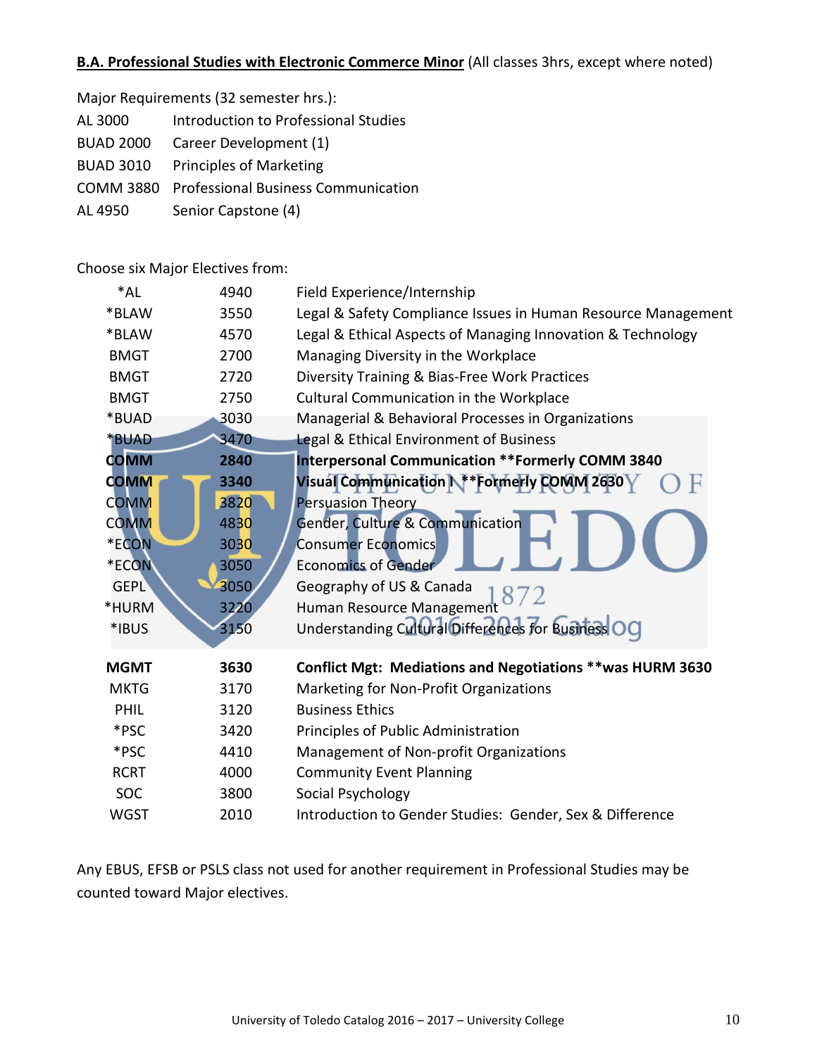**<u>B.A. Professional Studies with Electronic Commerce Minor</u>** (All classes 3hrs, except where noted)

Major Requirements (32 semester hrs.):

| | |
|---|---|
| AL 3000 | Introduction to Professional Studies |
| BUAD 2000 | Career Development (1) |
| BUAD 3010 | Principles of Marketing |
| COMM 3880 | Professional Business Communication |
| AL 4950 | Senior Capstone (4) |

Choose six Major Electives from:

| | | |
|---|---|---|
| *AL | 4940 | Field Experience/Internship |
| *BLAW | 3550 | Legal & Safety Compliance Issues in Human Resource Management |
| *BLAW | 4570 | Legal & Ethical Aspects of Managing Innovation & Technology |
| BMGT | 2700 | Managing Diversity in the Workplace |
| BMGT | 2720 | Diversity Training & Bias-Free Work Practices |
| BMGT | 2750 | Cultural Communication in the Workplace |
| *BUAD | 3030 | Managerial & Behavioral Processes in Organizations |
| *BUAD | 3470 | Legal & Ethical Environment of Business |
| **COMM** | **2840** | **Interpersonal Communication **Formerly COMM 3840** |
| **COMM** | **3340** | **Visual Communication **Formerly COMM 2630** |
| COMM | 3820 | Persuasion Theory |
| COMM | 4830 | Gender, Culture & Communication |
| *ECON | 3030 | Consumer Economics |
| *ECON | 3050 | Economics of Gender |
| GEPL | 3050 | Geography of US & Canada |
| *HURM | 3220 | Human Resource Management |
| *IBUS | 3150 | Understanding Cultural Differences for Business |
| **MGMT** | **3630** | **Conflict Mgt: Mediations and Negotiations **was HURM 3630** |
| MKTG | 3170 | Marketing for Non-Profit Organizations |
| PHIL | 3120 | Business Ethics |
| *PSC | 3420 | Principles of Public Administration |
| *PSC | 4410 | Management of Non-profit Organizations |
| RCRT | 4000 | Community Event Planning |
| SOC | 3800 | Social Psychology |
| WGST | 2010 | Introduction to Gender Studies: Gender, Sex & Difference |

Any EBUS, EFSB or PSLS class not used for another requirement in Professional Studies may be counted toward Major electives.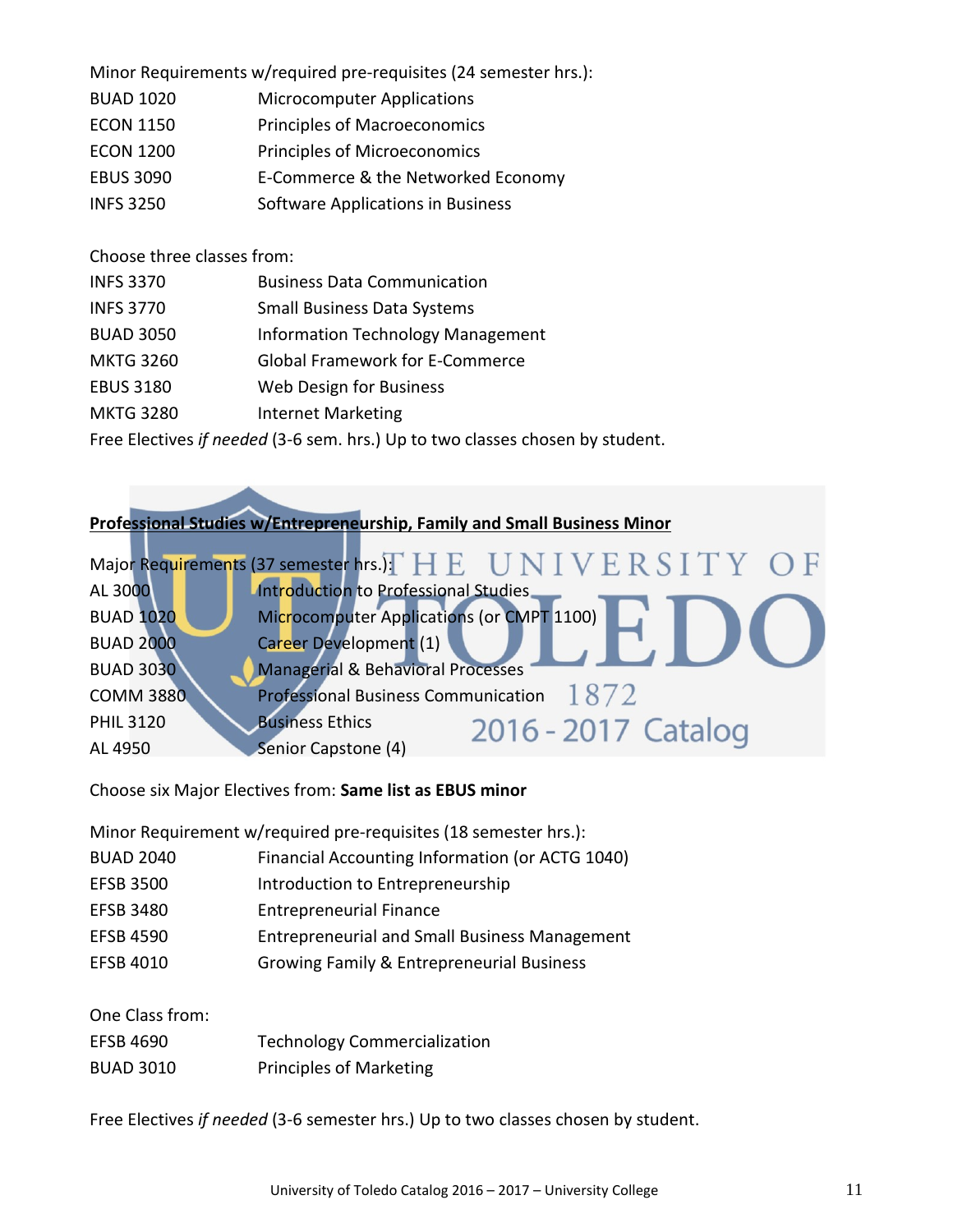Minor Requirements w/required pre-requisites (24 semester hrs.):

| | |
|---|---|
| BUAD 1020 | Microcomputer Applications |
| ECON 1150 | Principles of Macroeconomics |
| ECON 1200 | Principles of Microeconomics |
| EBUS 3090 | E-Commerce & the Networked Economy |
| INFS 3250 | Software Applications in Business |

Choose three classes from:

| | |
|---|---|
| INFS 3370 | Business Data Communication |
| INFS 3770 | Small Business Data Systems |
| BUAD 3050 | Information Technology Management |
| MKTG 3260 | Global Framework for E-Commerce |
| EBUS 3180 | Web Design for Business |
| MKTG 3280 | Internet Marketing |

Free Electives *if needed* (3-6 sem. hrs.) Up to two classes chosen by student.

**Professional Studies w/Entrepreneurship, Family and Small Business Minor**

Major Requirements (37 semester hrs.):

| | |
|---|---|
| AL 3000 | Introduction to Professional Studies |
| BUAD 1020 | Microcomputer Applications (or CMPT 1100) |
| BUAD 2000 | Career Development (1) |
| BUAD 3030 | Managerial & Behavioral Processes |
| COMM 3880 | Professional Business Communication |
| PHIL 3120 | Business Ethics |
| AL 4950 | Senior Capstone (4) |

Choose six Major Electives from: **Same list as EBUS minor**

Minor Requirement w/required pre-requisites (18 semester hrs.):

| | |
|---|---|
| BUAD 2040 | Financial Accounting Information (or ACTG 1040) |
| EFSB 3500 | Introduction to Entrepreneurship |
| EFSB 3480 | Entrepreneurial Finance |
| EFSB 4590 | Entrepreneurial and Small Business Management |
| EFSB 4010 | Growing Family & Entrepreneurial Business |

One Class from:

| | |
|---|---|
| EFSB 4690 | Technology Commercialization |
| BUAD 3010 | Principles of Marketing |

Free Electives *if needed* (3-6 semester hrs.) Up to two classes chosen by student.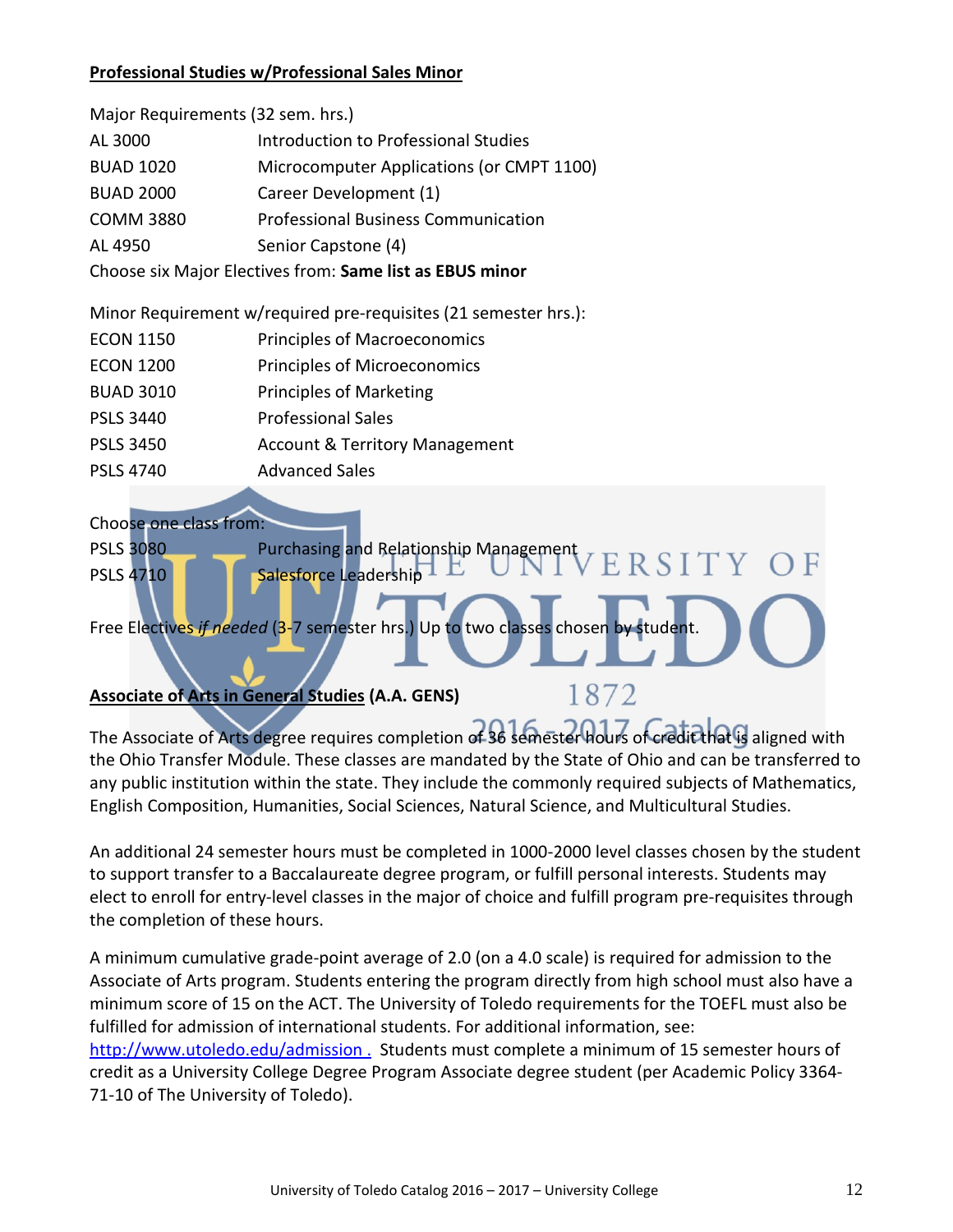**Professional Studies w/Professional Sales Minor**

Major Requirements (32 sem. hrs.)

| | |
|---|---|
| AL 3000 | Introduction to Professional Studies |
| BUAD 1020 | Microcomputer Applications (or CMPT 1100) |
| BUAD 2000 | Career Development (1) |
| COMM 3880 | Professional Business Communication |
| AL 4950 | Senior Capstone (4) |

Choose six Major Electives from: **Same list as EBUS minor**

Minor Requirement w/required pre-requisites (21 semester hrs.):

| | |
|---|---|
| ECON 1150 | Principles of Macroeconomics |
| ECON 1200 | Principles of Microeconomics |
| BUAD 3010 | Principles of Marketing |
| PSLS 3440 | Professional Sales |
| PSLS 3450 | Account & Territory Management |
| PSLS 4740 | Advanced Sales |

Choose one class from:

| | |
|---|---|
| PSLS 3080 | Purchasing and Relationship Management |
| PSLS 4710 | Salesforce Leadership |

Free Electives *if needed* (3-7 semester hrs.) Up to two classes chosen by student.

**Associate of Arts in General Studies (A.A. GENS)**

The Associate of Arts degree requires completion of 36 semester hours of credit that is aligned with the Ohio Transfer Module. These classes are mandated by the State of Ohio and can be transferred to any public institution within the state. They include the commonly required subjects of Mathematics, English Composition, Humanities, Social Sciences, Natural Science, and Multicultural Studies.

An additional 24 semester hours must be completed in 1000-2000 level classes chosen by the student to support transfer to a Baccalaureate degree program, or fulfill personal interests. Students may elect to enroll for entry-level classes in the major of choice and fulfill program pre-requisites through the completion of these hours.

A minimum cumulative grade-point average of 2.0 (on a 4.0 scale) is required for admission to the Associate of Arts program. Students entering the program directly from high school must also have a minimum score of 15 on the ACT. The University of Toledo requirements for the TOEFL must also be fulfilled for admission of international students. For additional information, see: http://www.utoledo.edu/admission . Students must complete a minimum of 15 semester hours of credit as a University College Degree Program Associate degree student (per Academic Policy 3364-71-10 of The University of Toledo).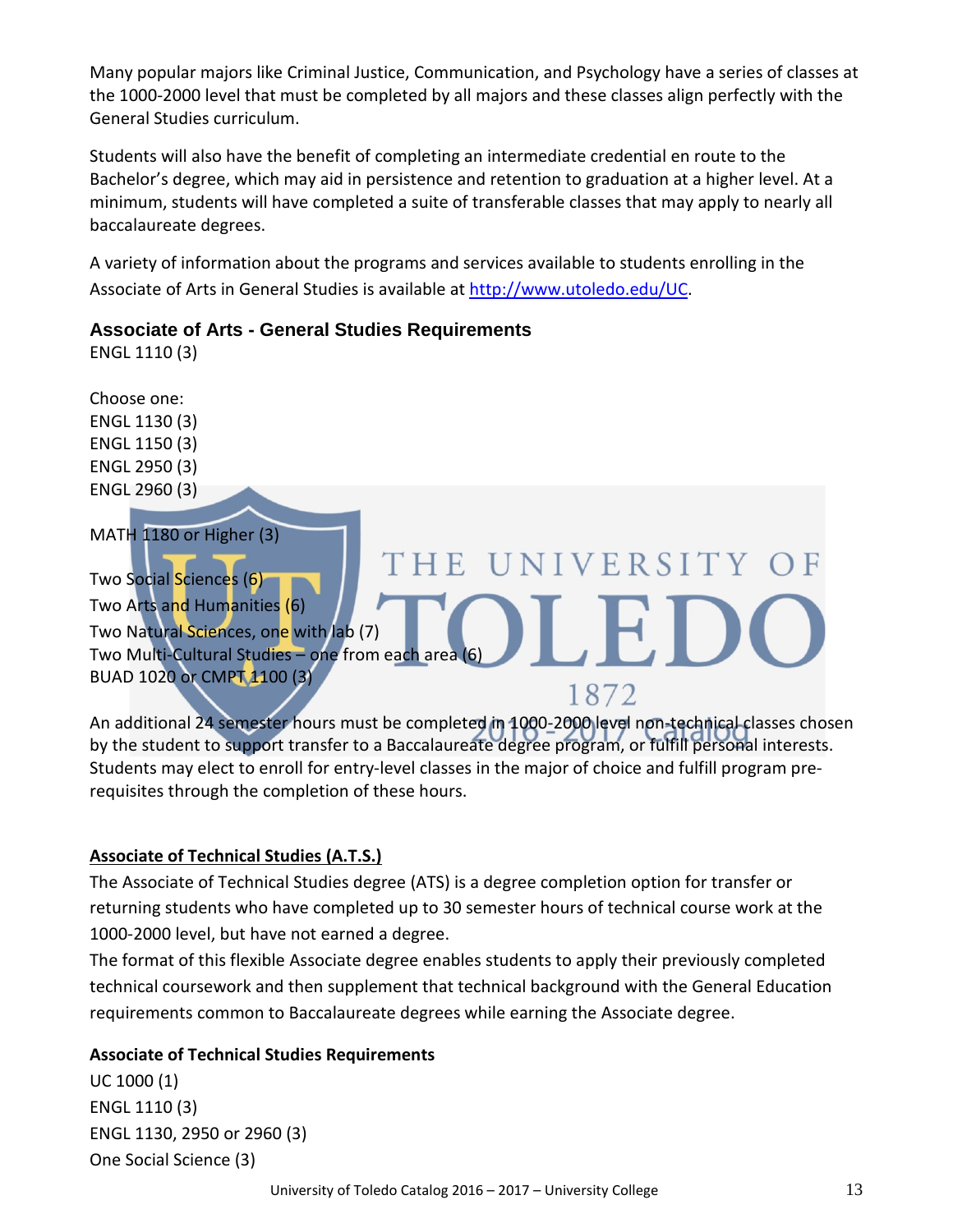Many popular majors like Criminal Justice, Communication, and Psychology have a series of classes at the 1000-2000 level that must be completed by all majors and these classes align perfectly with the General Studies curriculum.

Students will also have the benefit of completing an intermediate credential en route to the Bachelor's degree, which may aid in persistence and retention to graduation at a higher level. At a minimum, students will have completed a suite of transferable classes that may apply to nearly all baccalaureate degrees.

A variety of information about the programs and services available to students enrolling in the Associate of Arts in General Studies is available at http://www.utoledo.edu/UC.

### Associate of Arts - General Studies Requirements

ENGL 1110 (3)

Choose one:
ENGL 1130 (3)
ENGL 1150 (3)
ENGL 2950 (3)
ENGL 2960 (3)

MATH 1180 or Higher (3)

Two Social Sciences (6)
Two Arts and Humanities (6)
Two Natural Sciences, one with lab (7)
Two Multi-Cultural Studies – one from each area (6)
BUAD 1020 or CMPT 1100 (3)

An additional 24 semester hours must be completed in 1000-2000 level non-technical classes chosen by the student to support transfer to a Baccalaureate degree program, or fulfill personal interests. Students may elect to enroll for entry-level classes in the major of choice and fulfill program pre-requisites through the completion of these hours.

## Associate of Technical Studies (A.T.S.)

The Associate of Technical Studies degree (ATS) is a degree completion option for transfer or returning students who have completed up to 30 semester hours of technical course work at the 1000-2000 level, but have not earned a degree.

The format of this flexible Associate degree enables students to apply their previously completed technical coursework and then supplement that technical background with the General Education requirements common to Baccalaureate degrees while earning the Associate degree.

### Associate of Technical Studies Requirements

UC 1000 (1)
ENGL 1110 (3)
ENGL 1130, 2950 or 2960 (3)
One Social Science (3)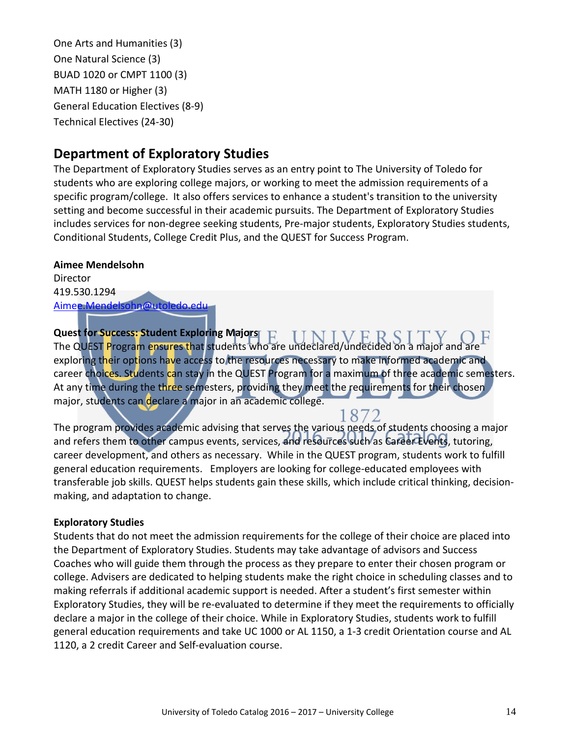One Arts and Humanities (3)
One Natural Science (3)
BUAD 1020 or CMPT 1100 (3)
MATH 1180 or Higher (3)
General Education Electives (8-9)
Technical Electives (24-30)

## Department of Exploratory Studies

The Department of Exploratory Studies serves as an entry point to The University of Toledo for students who are exploring college majors, or working to meet the admission requirements of a specific program/college. It also offers services to enhance a student's transition to the university setting and become successful in their academic pursuits. The Department of Exploratory Studies includes services for non-degree seeking students, Pre-major students, Exploratory Studies students, Conditional Students, College Credit Plus, and the QUEST for Success Program.

**Aimee Mendelsohn**
Director
419.530.1294
Aimee.Mendelsohn@utoledo.edu

**Quest for Success: Student Exploring Majors**
The QUEST Program ensures that students who are undeclared/undecided on a major and are exploring their options have access to the resources necessary to make informed academic and career choices. Students can stay in the QUEST Program for a maximum of three academic semesters. At any time during the three semesters, providing they meet the requirements for their chosen major, students can declare a major in an academic college.

The program provides academic advising that serves the various needs of students choosing a major and refers them to other campus events, services, and resources such as Career Events, tutoring, career development, and others as necessary. While in the QUEST program, students work to fulfill general education requirements. Employers are looking for college-educated employees with transferable job skills. QUEST helps students gain these skills, which include critical thinking, decision-making, and adaptation to change.

**Exploratory Studies**
Students that do not meet the admission requirements for the college of their choice are placed into the Department of Exploratory Studies. Students may take advantage of advisors and Success Coaches who will guide them through the process as they prepare to enter their chosen program or college. Advisers are dedicated to helping students make the right choice in scheduling classes and to making referrals if additional academic support is needed. After a student's first semester within Exploratory Studies, they will be re-evaluated to determine if they meet the requirements to officially declare a major in the college of their choice. While in Exploratory Studies, students work to fulfill general education requirements and take UC 1000 or AL 1150, a 1-3 credit Orientation course and AL 1120, a 2 credit Career and Self-evaluation course.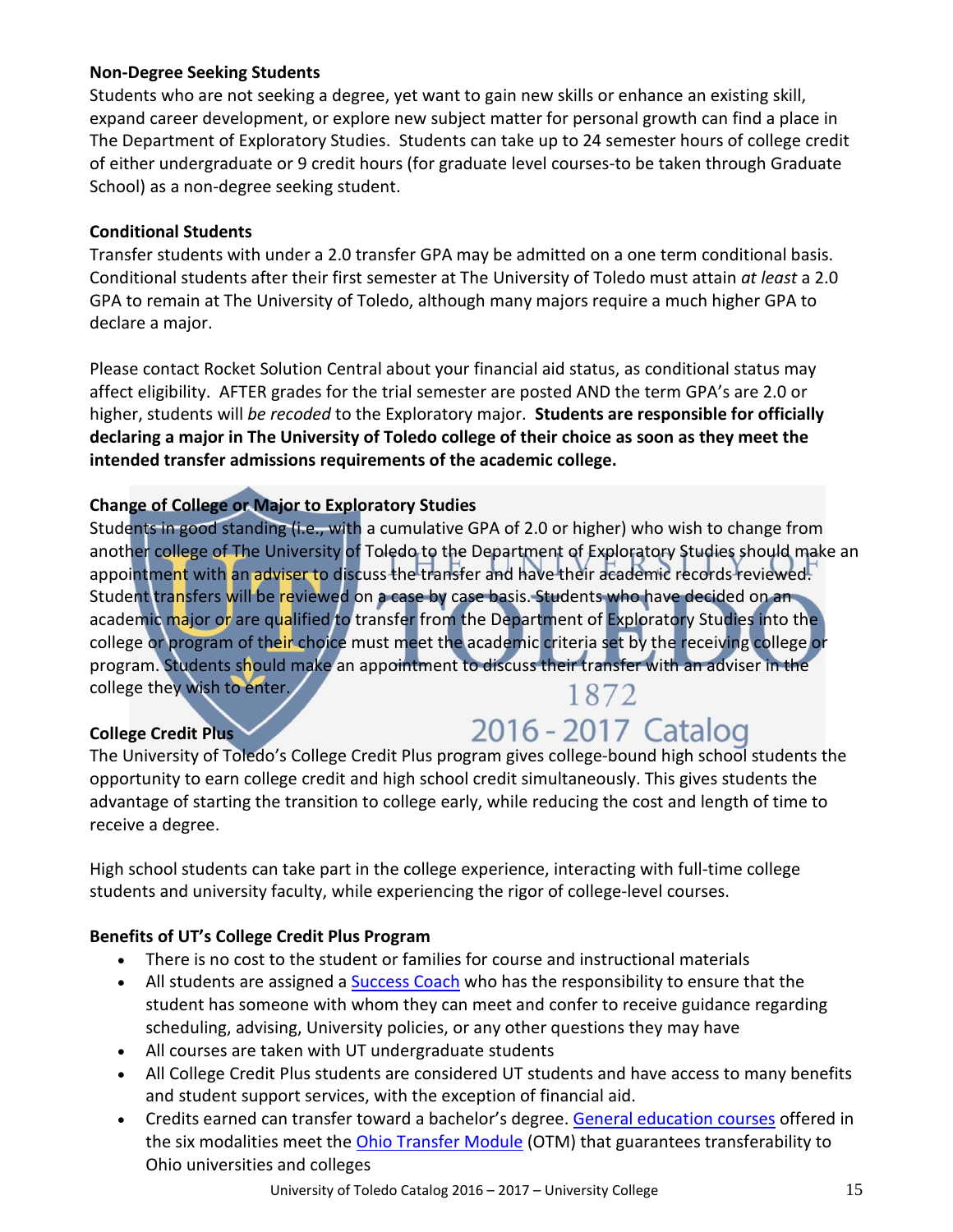**Non-Degree Seeking Students**

Students who are not seeking a degree, yet want to gain new skills or enhance an existing skill, expand career development, or explore new subject matter for personal growth can find a place in The Department of Exploratory Studies. Students can take up to 24 semester hours of college credit of either undergraduate or 9 credit hours (for graduate level courses-to be taken through Graduate School) as a non-degree seeking student.

**Conditional Students**

Transfer students with under a 2.0 transfer GPA may be admitted on a one term conditional basis. Conditional students after their first semester at The University of Toledo must attain *at least* a 2.0 GPA to remain at The University of Toledo, although many majors require a much higher GPA to declare a major.

Please contact Rocket Solution Central about your financial aid status, as conditional status may affect eligibility. AFTER grades for the trial semester are posted AND the term GPA's are 2.0 or higher, students will *be recoded* to the Exploratory major. **Students are responsible for officially declaring a major in The University of Toledo college of their choice as soon as they meet the intended transfer admissions requirements of the academic college.**

**Change of College or Major to Exploratory Studies**

Students in good standing (i.e., with a cumulative GPA of 2.0 or higher) who wish to change from another college of The University of Toledo to the Department of Exploratory Studies should make an appointment with an adviser to discuss the transfer and have their academic records reviewed. Student transfers will be reviewed on a case by case basis. Students who have decided on an academic major or are qualified to transfer from the Department of Exploratory Studies into the college or program of their choice must meet the academic criteria set by the receiving college or program. Students should make an appointment to discuss their transfer with an adviser in the college they wish to enter.

**College Credit Plus**

The University of Toledo's College Credit Plus program gives college-bound high school students the opportunity to earn college credit and high school credit simultaneously. This gives students the advantage of starting the transition to college early, while reducing the cost and length of time to receive a degree.

High school students can take part in the college experience, interacting with full-time college students and university faculty, while experiencing the rigor of college-level courses.

**Benefits of UT's College Credit Plus Program**

- There is no cost to the student or families for course and instructional materials
- All students are assigned a Success Coach who has the responsibility to ensure that the student has someone with whom they can meet and confer to receive guidance regarding scheduling, advising, University policies, or any other questions they may have
- All courses are taken with UT undergraduate students
- All College Credit Plus students are considered UT students and have access to many benefits and student support services, with the exception of financial aid.
- Credits earned can transfer toward a bachelor's degree. General education courses offered in the six modalities meet the Ohio Transfer Module (OTM) that guarantees transferability to Ohio universities and colleges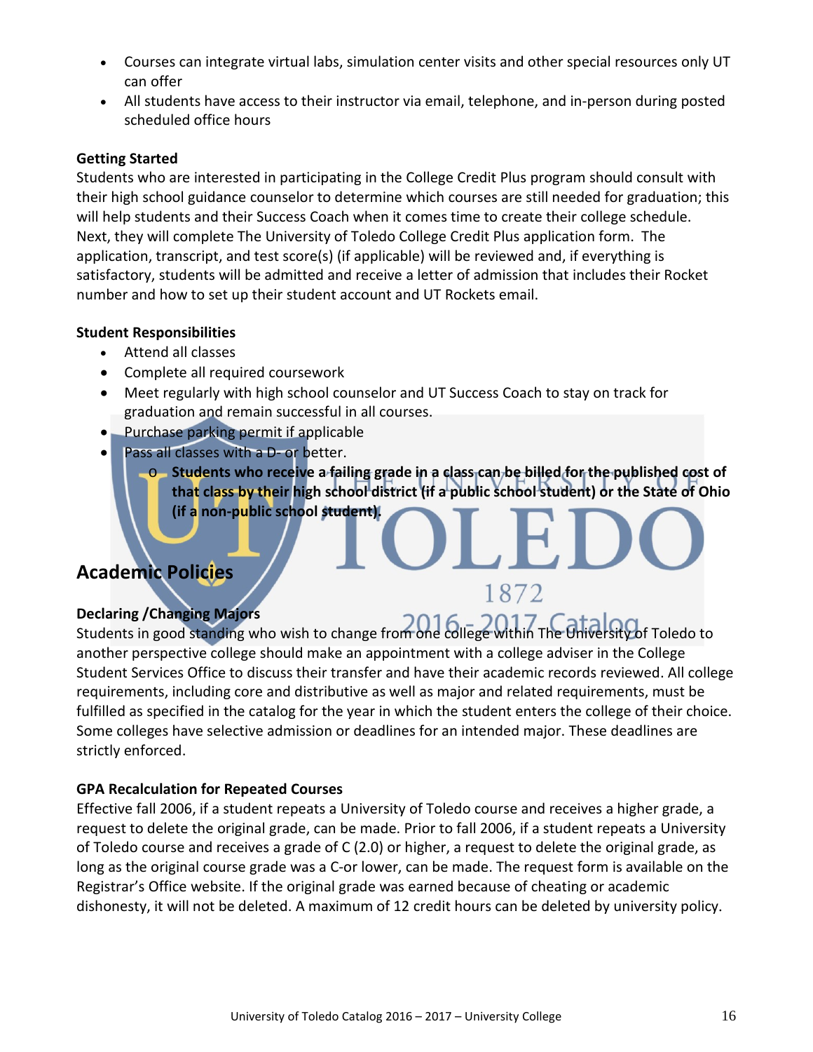- Courses can integrate virtual labs, simulation center visits and other special resources only UT can offer
- All students have access to their instructor via email, telephone, and in-person during posted scheduled office hours

**Getting Started**

Students who are interested in participating in the College Credit Plus program should consult with their high school guidance counselor to determine which courses are still needed for graduation; this will help students and their Success Coach when it comes time to create their college schedule. Next, they will complete The University of Toledo College Credit Plus application form. The application, transcript, and test score(s) (if applicable) will be reviewed and, if everything is satisfactory, students will be admitted and receive a letter of admission that includes their Rocket number and how to set up their student account and UT Rockets email.

**Student Responsibilities**

- Attend all classes
- Complete all required coursework
- Meet regularly with high school counselor and UT Success Coach to stay on track for graduation and remain successful in all courses.
- Purchase parking permit if applicable
- Pass all classes with a D- or better.
  - **Students who receive a failing grade in a class can be billed for the published cost of that class by their high school district (if a public school student) or the State of Ohio (if a non-public school student).**

## Academic Policies

**Declaring /Changing Majors**

Students in good standing who wish to change from one college within The University of Toledo to another perspective college should make an appointment with a college adviser in the College Student Services Office to discuss their transfer and have their academic records reviewed. All college requirements, including core and distributive as well as major and related requirements, must be fulfilled as specified in the catalog for the year in which the student enters the college of their choice. Some colleges have selective admission or deadlines for an intended major. These deadlines are strictly enforced.

**GPA Recalculation for Repeated Courses**

Effective fall 2006, if a student repeats a University of Toledo course and receives a higher grade, a request to delete the original grade, can be made. Prior to fall 2006, if a student repeats a University of Toledo course and receives a grade of C (2.0) or higher, a request to delete the original grade, as long as the original course grade was a C-or lower, can be made. The request form is available on the Registrar's Office website. If the original grade was earned because of cheating or academic dishonesty, it will not be deleted. A maximum of 12 credit hours can be deleted by university policy.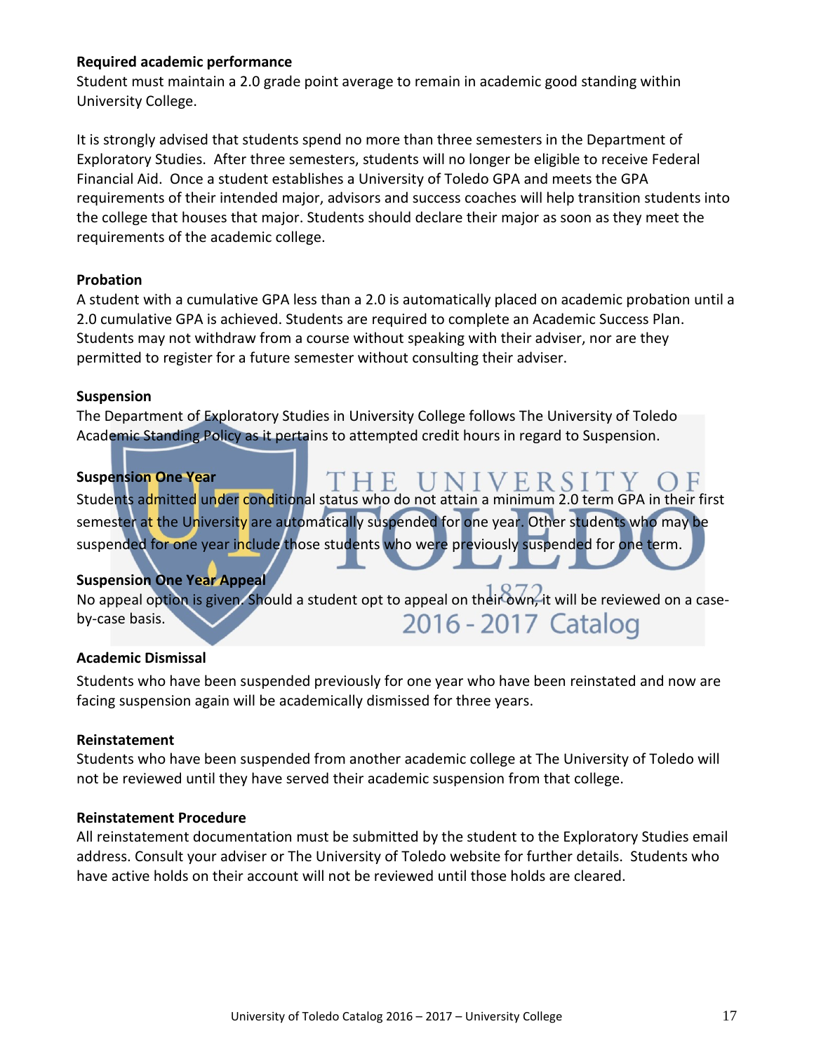**Required academic performance**

Student must maintain a 2.0 grade point average to remain in academic good standing within University College.

It is strongly advised that students spend no more than three semesters in the Department of Exploratory Studies. After three semesters, students will no longer be eligible to receive Federal Financial Aid. Once a student establishes a University of Toledo GPA and meets the GPA requirements of their intended major, advisors and success coaches will help transition students into the college that houses that major. Students should declare their major as soon as they meet the requirements of the academic college.

**Probation**

A student with a cumulative GPA less than a 2.0 is automatically placed on academic probation until a 2.0 cumulative GPA is achieved. Students are required to complete an Academic Success Plan. Students may not withdraw from a course without speaking with their adviser, nor are they permitted to register for a future semester without consulting their adviser.

**Suspension**

The Department of Exploratory Studies in University College follows The University of Toledo Academic Standing Policy as it pertains to attempted credit hours in regard to Suspension.

**Suspension One Year**

Students admitted under conditional status who do not attain a minimum 2.0 term GPA in their first semester at the University are automatically suspended for one year. Other students who may be suspended for one year include those students who were previously suspended for one term.

**Suspension One Year Appeal**

No appeal option is given. Should a student opt to appeal on their own, it will be reviewed on a case-by-case basis.

**Academic Dismissal**

Students who have been suspended previously for one year who have been reinstated and now are facing suspension again will be academically dismissed for three years.

**Reinstatement**

Students who have been suspended from another academic college at The University of Toledo will not be reviewed until they have served their academic suspension from that college.

**Reinstatement Procedure**

All reinstatement documentation must be submitted by the student to the Exploratory Studies email address. Consult your adviser or The University of Toledo website for further details. Students who have active holds on their account will not be reviewed until those holds are cleared.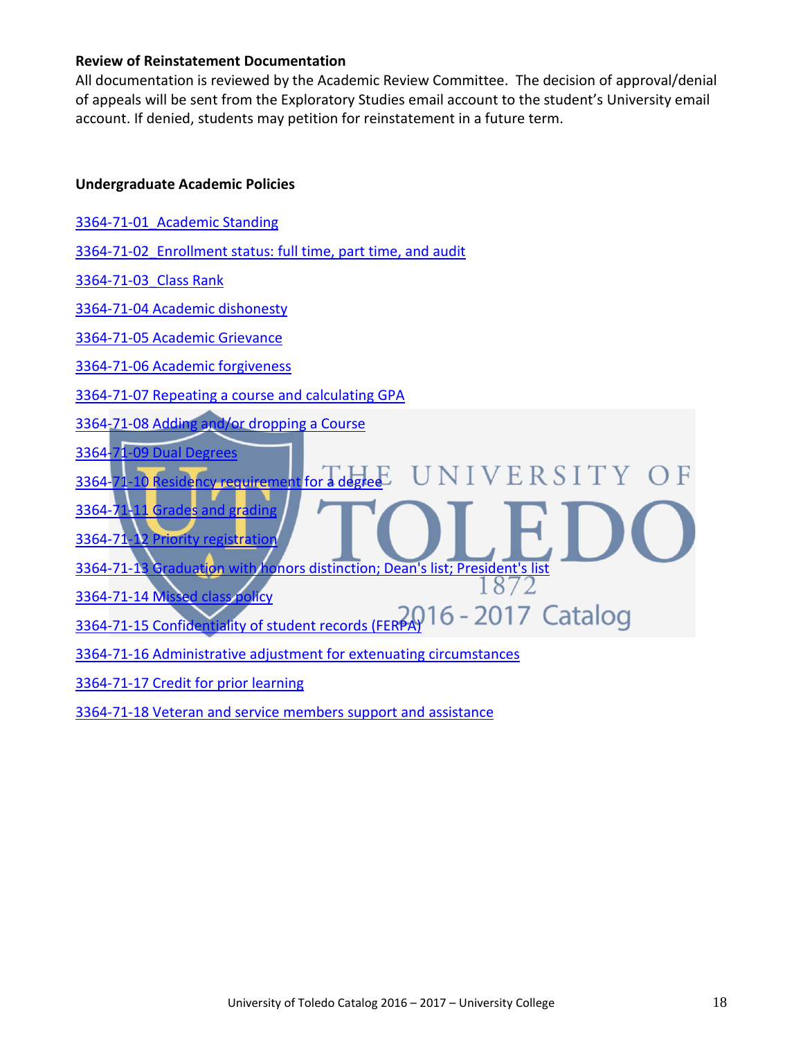**Review of Reinstatement Documentation**

All documentation is reviewed by the Academic Review Committee. The decision of approval/denial of appeals will be sent from the Exploratory Studies email account to the student's University email account. If denied, students may petition for reinstatement in a future term.

**Undergraduate Academic Policies**

3364-71-01 Academic Standing

3364-71-02 Enrollment status: full time, part time, and audit

3364-71-03 Class Rank

3364-71-04 Academic dishonesty

3364-71-05 Academic Grievance

3364-71-06 Academic forgiveness

3364-71-07 Repeating a course and calculating GPA

3364-71-08 Adding and/or dropping a Course

3364-71-09 Dual Degrees

3364-71-10 Residency requirement for a degree

3364-71-11 Grades and grading

3364-71-12 Priority registration

3364-71-13 Graduation with honors distinction; Dean's list; President's list

3364-71-14 Missed class policy

3364-71-15 Confidentiality of student records (FERPA)

3364-71-16 Administrative adjustment for extenuating circumstances

3364-71-17 Credit for prior learning

3364-71-18 Veteran and service members support and assistance